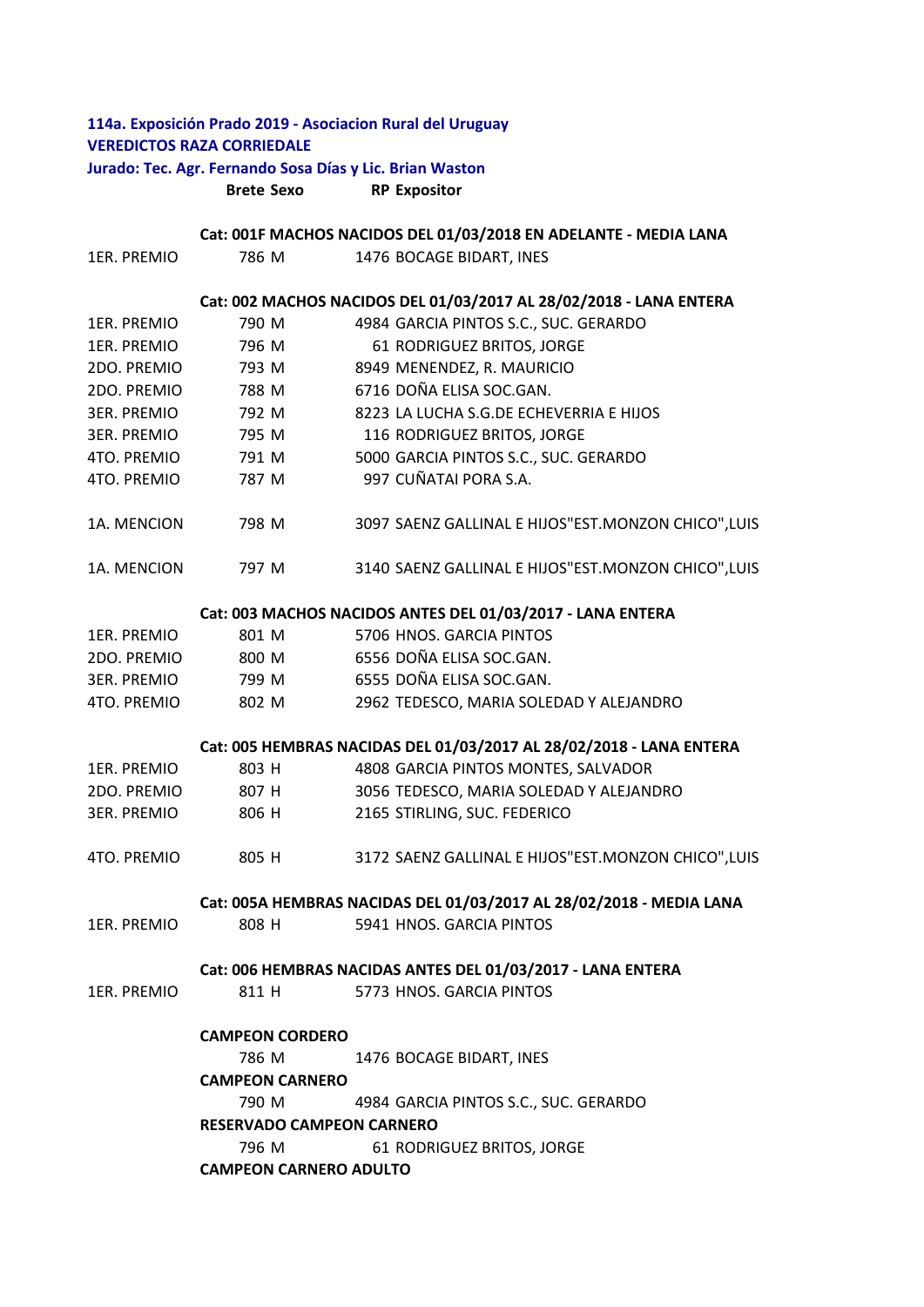**114a. Exposición Prado 2019 - Asociacion Rural del Uruguay**

**VEREDICTOS RAZA CORRIEDALE**

**Jurado: Tec. Agr. Fernando Sosa Días y Lic. Brian Waston**

| | Brete | Sexo | RP | Expositor |
|---|---|---|---|---|
| | **Cat: 001F MACHOS NACIDOS DEL 01/03/2018 EN ADELANTE - MEDIA LANA** | | | |
| 1ER. PREMIO | 786 | M | 1476 | BOCAGE BIDART, INES |
| | **Cat: 002 MACHOS NACIDOS DEL 01/03/2017 AL 28/02/2018 - LANA ENTERA** | | | |
| 1ER. PREMIO | 790 | M | 4984 | GARCIA PINTOS S.C., SUC. GERARDO |
| 1ER. PREMIO | 796 | M | 61 | RODRIGUEZ BRITOS, JORGE |
| 2DO. PREMIO | 793 | M | 8949 | MENENDEZ, R. MAURICIO |
| 2DO. PREMIO | 788 | M | 6716 | DOÑA ELISA SOC.GAN. |
| 3ER. PREMIO | 792 | M | 8223 | LA LUCHA S.G.DE ECHEVERRIA E HIJOS |
| 3ER. PREMIO | 795 | M | 116 | RODRIGUEZ BRITOS, JORGE |
| 4TO. PREMIO | 791 | M | 5000 | GARCIA PINTOS S.C., SUC. GERARDO |
| 4TO. PREMIO | 787 | M | 997 | CUÑATAI PORA S.A. |
| 1A. MENCION | 798 | M | 3097 | SAENZ GALLINAL E HIJOS"EST.MONZON CHICO",LUIS |
| 1A. MENCION | 797 | M | 3140 | SAENZ GALLINAL E HIJOS"EST.MONZON CHICO",LUIS |
| | **Cat: 003 MACHOS NACIDOS ANTES DEL 01/03/2017 - LANA ENTERA** | | | |
| 1ER. PREMIO | 801 | M | 5706 | HNOS. GARCIA PINTOS |
| 2DO. PREMIO | 800 | M | 6556 | DOÑA ELISA SOC.GAN. |
| 3ER. PREMIO | 799 | M | 6555 | DOÑA ELISA SOC.GAN. |
| 4TO. PREMIO | 802 | M | 2962 | TEDESCO, MARIA SOLEDAD Y ALEJANDRO |
| | **Cat: 005 HEMBRAS NACIDAS DEL 01/03/2017 AL 28/02/2018 - LANA ENTERA** | | | |
| 1ER. PREMIO | 803 | H | 4808 | GARCIA PINTOS MONTES, SALVADOR |
| 2DO. PREMIO | 807 | H | 3056 | TEDESCO, MARIA SOLEDAD Y ALEJANDRO |
| 3ER. PREMIO | 806 | H | 2165 | STIRLING, SUC. FEDERICO |
| 4TO. PREMIO | 805 | H | 3172 | SAENZ GALLINAL E HIJOS"EST.MONZON CHICO",LUIS |
| | **Cat: 005A HEMBRAS NACIDAS DEL 01/03/2017 AL 28/02/2018 - MEDIA LANA** | | | |
| 1ER. PREMIO | 808 | H | 5941 | HNOS. GARCIA PINTOS |
| | **Cat: 006 HEMBRAS NACIDAS ANTES DEL 01/03/2017 - LANA ENTERA** | | | |
| 1ER. PREMIO | 811 | H | 5773 | HNOS. GARCIA PINTOS |
| | **CAMPEON CORDERO** | | | |
| | 786 | M | 1476 | BOCAGE BIDART, INES |
| | **CAMPEON CARNERO** | | | |
| | 790 | M | 4984 | GARCIA PINTOS S.C., SUC. GERARDO |
| | **RESERVADO CAMPEON CARNERO** | | | |
| | 796 | M | 61 | RODRIGUEZ BRITOS, JORGE |
| | **CAMPEON CARNERO ADULTO** | | | |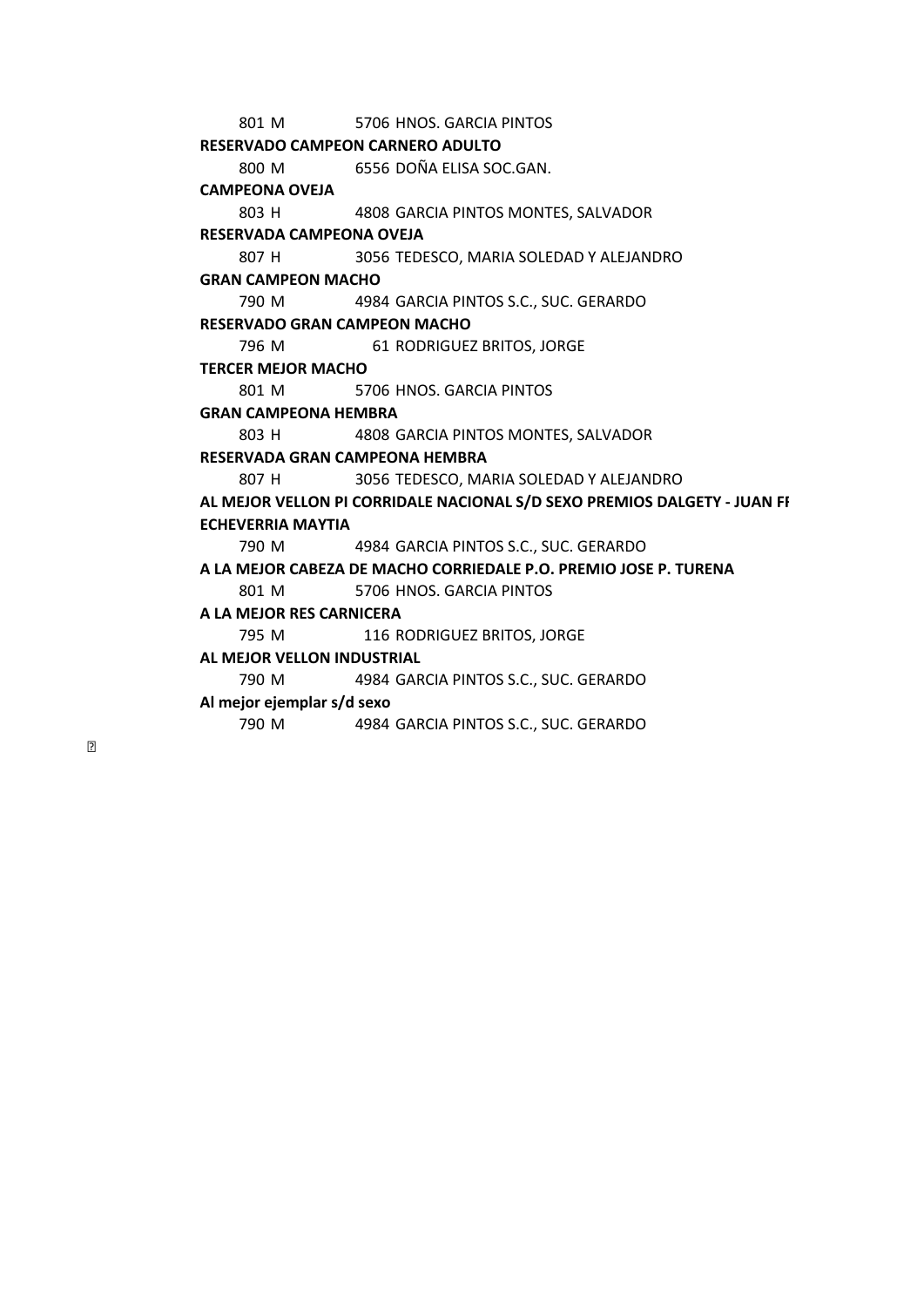801 M 5706 HNOS. GARCIA PINTOS

**RESERVADO CAMPEON CARNERO ADULTO**

800 M 6556 DOÑA ELISA SOC.GAN.

**CAMPEONA OVEJA**

803 H 4808 GARCIA PINTOS MONTES, SALVADOR

**RESERVADA CAMPEONA OVEJA**

807 H 3056 TEDESCO, MARIA SOLEDAD Y ALEJANDRO

**GRAN CAMPEON MACHO**

790 M 4984 GARCIA PINTOS S.C., SUC. GERARDO

**RESERVADO GRAN CAMPEON MACHO**

796 M 61 RODRIGUEZ BRITOS, JORGE

**TERCER MEJOR MACHO**

801 M 5706 HNOS. GARCIA PINTOS

**GRAN CAMPEONA HEMBRA**

803 H 4808 GARCIA PINTOS MONTES, SALVADOR

**RESERVADA GRAN CAMPEONA HEMBRA**

807 H 3056 TEDESCO, MARIA SOLEDAD Y ALEJANDRO

**AL MEJOR VELLON PI CORRIDALE NACIONAL S/D SEXO PREMIOS DALGETY - JUAN FI ECHEVERRIA MAYTIA**

790 M 4984 GARCIA PINTOS S.C., SUC. GERARDO

**A LA MEJOR CABEZA DE MACHO CORRIEDALE P.O. PREMIO JOSE P. TURENA**

801 M 5706 HNOS. GARCIA PINTOS

**A LA MEJOR RES CARNICERA**

795 M 116 RODRIGUEZ BRITOS, JORGE

**AL MEJOR VELLON INDUSTRIAL**

790 M 4984 GARCIA PINTOS S.C., SUC. GERARDO

**Al mejor ejemplar s/d sexo**

790 M 4984 GARCIA PINTOS S.C., SUC. GERARDO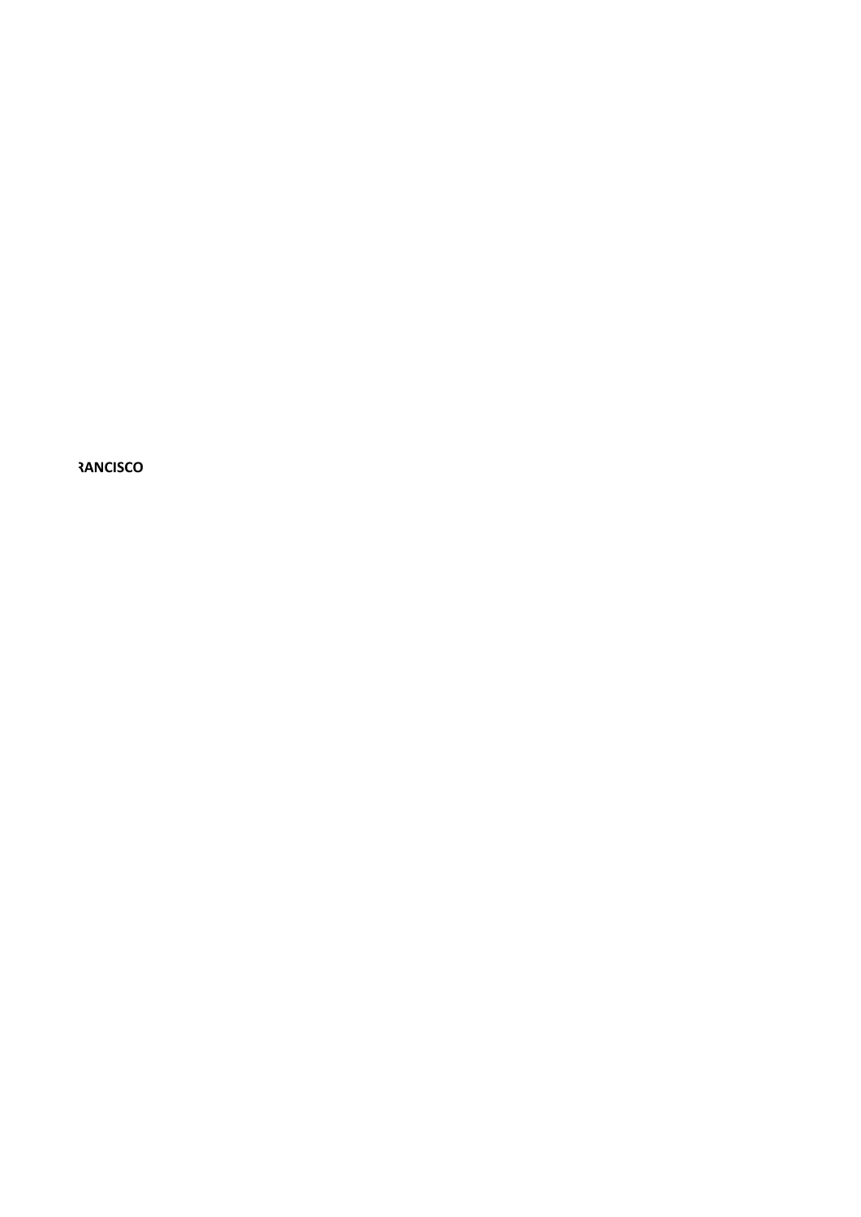**RANCISCO**